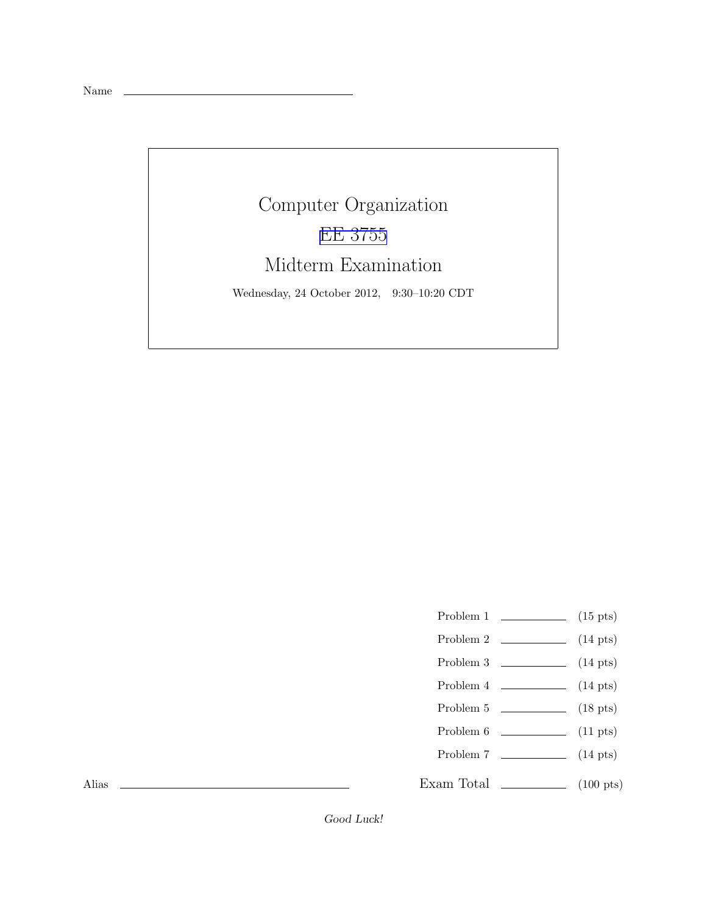Name \_\_\_\_\_\_\_\_\_\_\_\_\_\_\_\_\_\_\_\_\_\_\_\_\_\_\_\_\_\_

# Computer Organization

## EE 3755

## Midterm Examination

Wednesday, 24 October 2012, 9:30–10:20 CDT

| | | |
|---|---|---|
| Problem 1 | \_\_\_\_\_\_\_\_ | (15 pts) |
| Problem 2 | \_\_\_\_\_\_\_\_ | (14 pts) |
| Problem 3 | \_\_\_\_\_\_\_\_ | (14 pts) |
| Problem 4 | \_\_\_\_\_\_\_\_ | (14 pts) |
| Problem 5 | \_\_\_\_\_\_\_\_ | (18 pts) |
| Problem 6 | \_\_\_\_\_\_\_\_ | (11 pts) |
| Problem 7 | \_\_\_\_\_\_\_\_ | (14 pts) |
| Exam Total | \_\_\_\_\_\_\_\_ | (100 pts) |

Alias \_\_\_\_\_\_\_\_\_\_\_\_\_\_\_\_\_\_\_\_\_\_\_\_\_\_\_\_\_\_

*Good Luck!*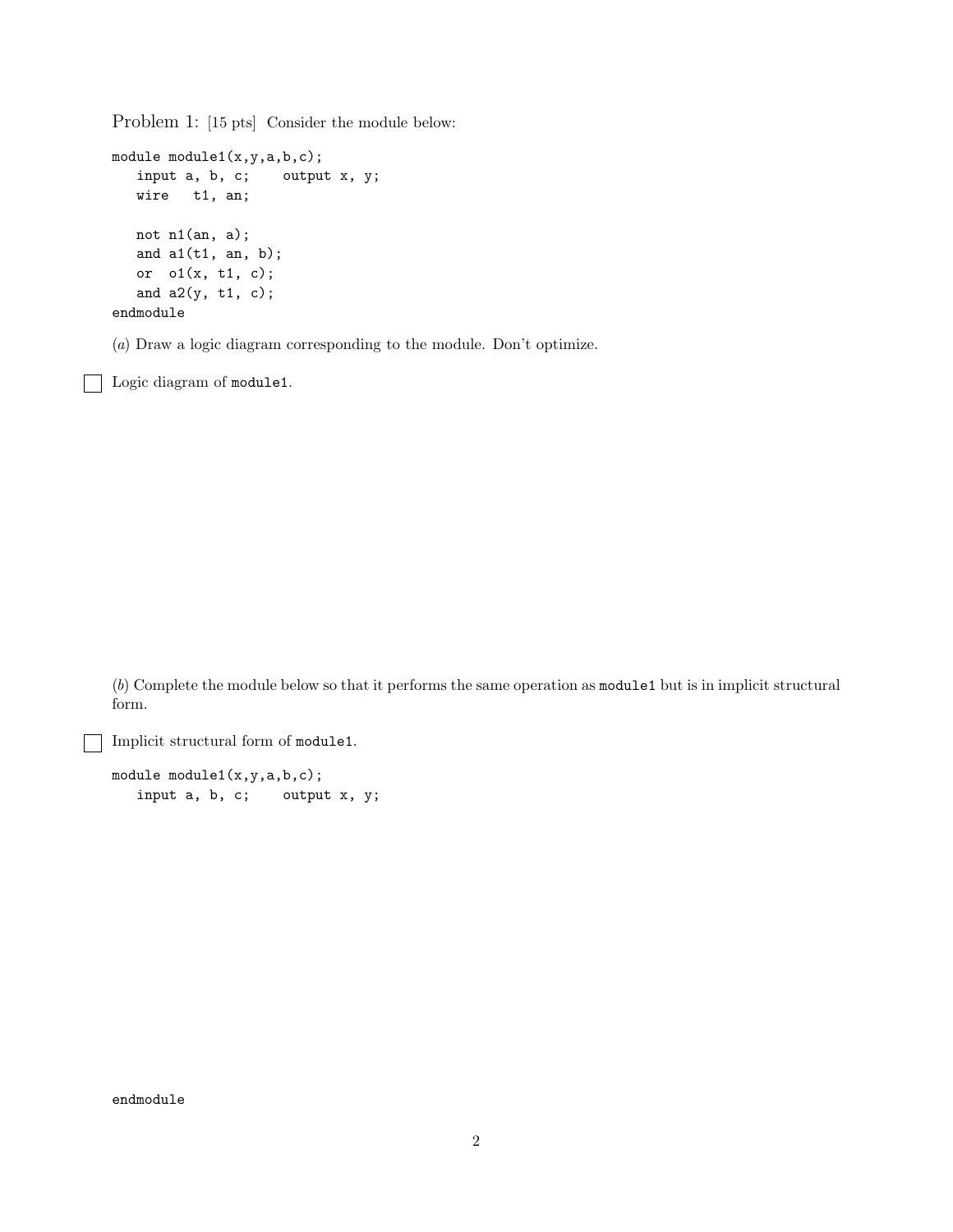Problem 1: [15 pts] Consider the module below:

```
module module1(x,y,a,b,c);
   input a, b, c;    output x, y;
   wire   t1, an;

   not n1(an, a);
   and a1(t1, an, b);
   or  o1(x, t1, c);
   and a2(y, t1, c);
endmodule
```

(*a*) Draw a logic diagram corresponding to the module. Don't optimize.

☐ Logic diagram of `module1`.

(*b*) Complete the module below so that it performs the same operation as `module1` but is in implicit structural form.

☐ Implicit structural form of `module1`.

```
module module1(x,y,a,b,c);
   input a, b, c;    output x, y;








endmodule
```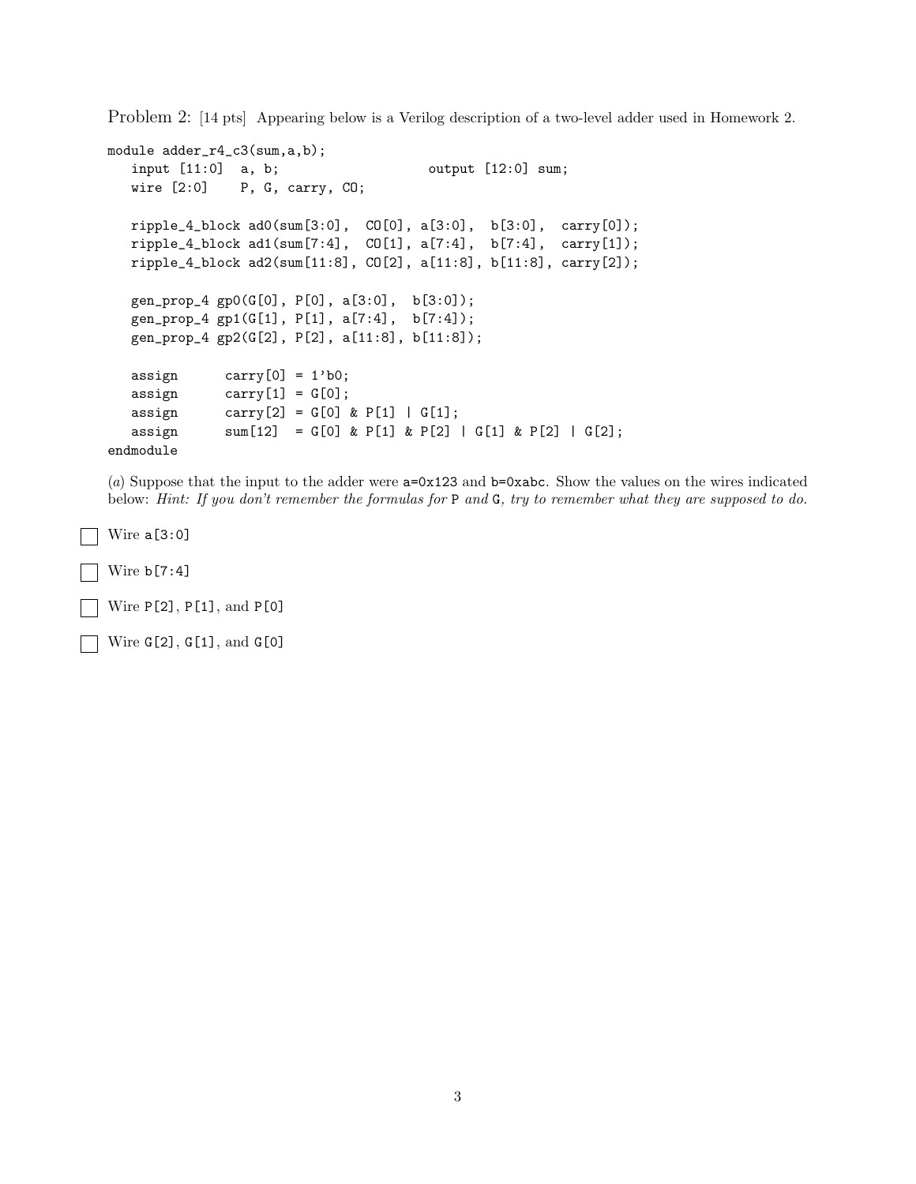Problem 2: [14 pts] Appearing below is a Verilog description of a two-level adder used in Homework 2.

```
module adder_r4_c3(sum,a,b);
   input [11:0]  a, b;                    output [12:0] sum;
   wire [2:0]    P, G, carry, CO;

   ripple_4_block ad0(sum[3:0],  CO[0], a[3:0],  b[3:0],  carry[0]);
   ripple_4_block ad1(sum[7:4],  CO[1], a[7:4],  b[7:4],  carry[1]);
   ripple_4_block ad2(sum[11:8], CO[2], a[11:8], b[11:8], carry[2]);

   gen_prop_4 gp0(G[0], P[0], a[3:0],  b[3:0]);
   gen_prop_4 gp1(G[1], P[1], a[7:4],  b[7:4]);
   gen_prop_4 gp2(G[2], P[2], a[11:8], b[11:8]);

   assign      carry[0] = 1'b0;
   assign      carry[1] = G[0];
   assign      carry[2] = G[0] & P[1] | G[1];
   assign      sum[12]  = G[0] & P[1] & P[2] | G[1] & P[2] | G[2];
endmodule
```

(*a*) Suppose that the input to the adder were `a=0x123` and `b=0xabc`. Show the values on the wires indicated below: *Hint: If you don't remember the formulas for* `P` *and* `G`*, try to remember what they are supposed to do.*

☐ Wire `a[3:0]`

☐ Wire `b[7:4]`

☐ Wire `P[2]`, `P[1]`, and `P[0]`

☐ Wire `G[2]`, `G[1]`, and `G[0]`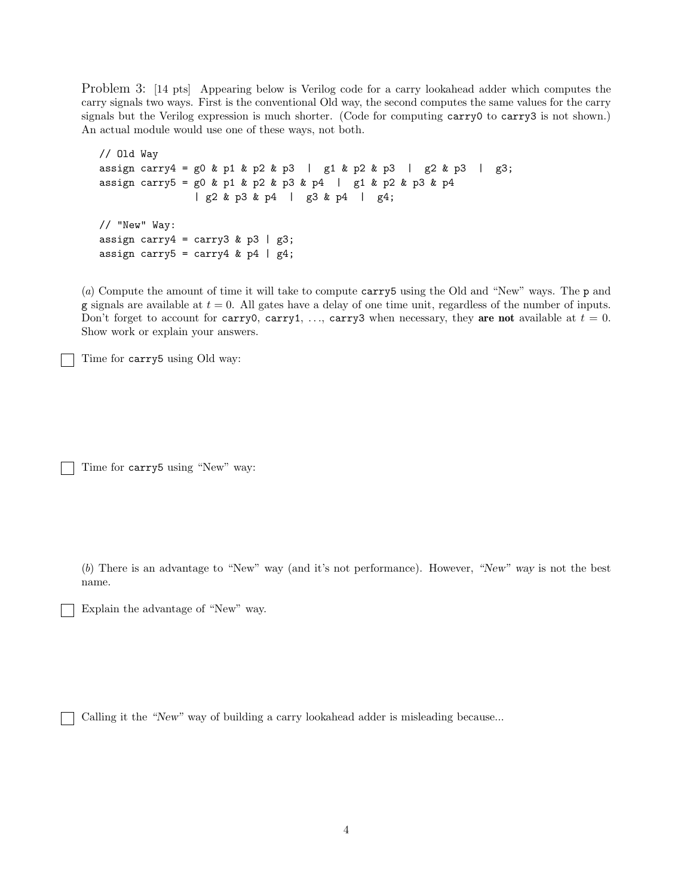Problem 3: [14 pts] Appearing below is Verilog code for a carry lookahead adder which computes the carry signals two ways. First is the conventional Old way, the second computes the same values for the carry signals but the Verilog expression is much shorter. (Code for computing `carry0` to `carry3` is not shown.) An actual module would use one of these ways, not both.

```
// Old Way
assign carry4 = g0 & p1 & p2 & p3  |  g1 & p2 & p3  |  g2 & p3  |  g3;
assign carry5 = g0 & p1 & p2 & p3 & p4  |  g1 & p2 & p3 & p4
              | g2 & p3 & p4  |  g3 & p4  |  g4;

// "New" Way:
assign carry4 = carry3 & p3 | g3;
assign carry5 = carry4 & p4 | g4;
```

(*a*) Compute the amount of time it will take to compute `carry5` using the Old and "New" ways. The `p` and `g` signals are available at $t = 0$. All gates have a delay of one time unit, regardless of the number of inputs. Don't forget to account for `carry0`, `carry1`, ..., `carry3` when necessary, they **are not** available at $t = 0$. Show work or explain your answers.

☐ Time for `carry5` using Old way:

☐ Time for `carry5` using "New" way:

(*b*) There is an advantage to "New" way (and it's not performance). However, *"New" way* is not the best name.

☐ Explain the advantage of "New" way.

☐ Calling it the *"New"* way of building a carry lookahead adder is misleading because...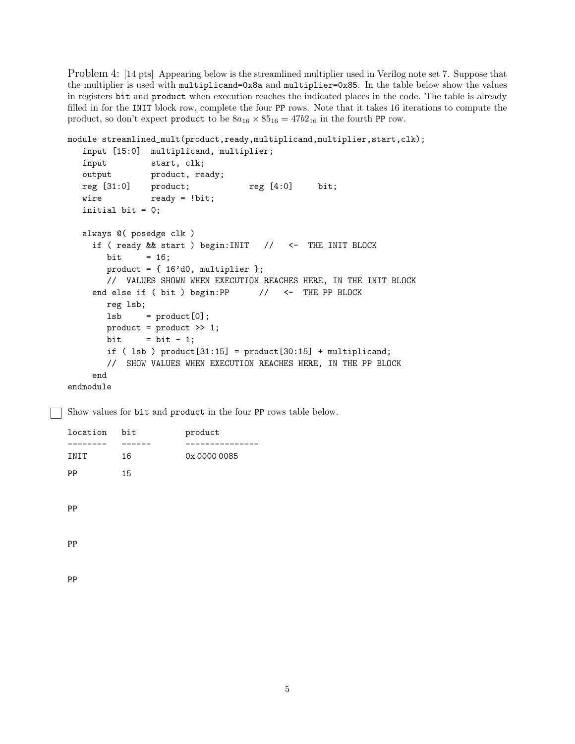Problem 4: [14 pts] Appearing below is the streamlined multiplier used in Verilog note set 7. Suppose that the multiplier is used with `multiplicand=0x8a` and `multiplier=0x85`. In the table below show the values in registers `bit` and `product` when execution reaches the indicated places in the code. The table is already filled in for the `INIT` block row, complete the four `PP` rows. Note that it takes 16 iterations to compute the product, so don't expect `product` to be $8a_{16} \times 85_{16} = 47b2_{16}$ in the fourth `PP` row.

```
module streamlined_mult(product,ready,multiplicand,multiplier,start,clk);
   input [15:0]  multiplicand, multiplier;
   input         start, clk;
   output        product, ready;
   reg [31:0]    product;            reg [4:0]     bit;
   wire          ready = !bit;
   initial bit = 0;

   always @( posedge clk )
     if ( ready && start ) begin:INIT   //   <-  THE INIT BLOCK
        bit     = 16;
        product = { 16'd0, multiplier };
        //  VALUES SHOWN WHEN EXECUTION REACHES HERE, IN THE INIT BLOCK
     end else if ( bit ) begin:PP      //   <-  THE PP BLOCK
        reg lsb;
        lsb     = product[0];
        product = product >> 1;
        bit     = bit - 1;
        if ( lsb ) product[31:15] = product[30:15] + multiplicand;
        //  SHOW VALUES WHEN EXECUTION REACHES HERE, IN THE PP BLOCK
     end
endmodule
```

☐ Show values for `bit` and `product` in the four `PP` rows table below.

| location | bit | product |
| --- | --- | --- |
| INIT | 16 | 0x 0000 0085 |
| PP | 15 | |
| PP | | |
| PP | | |
| PP | | |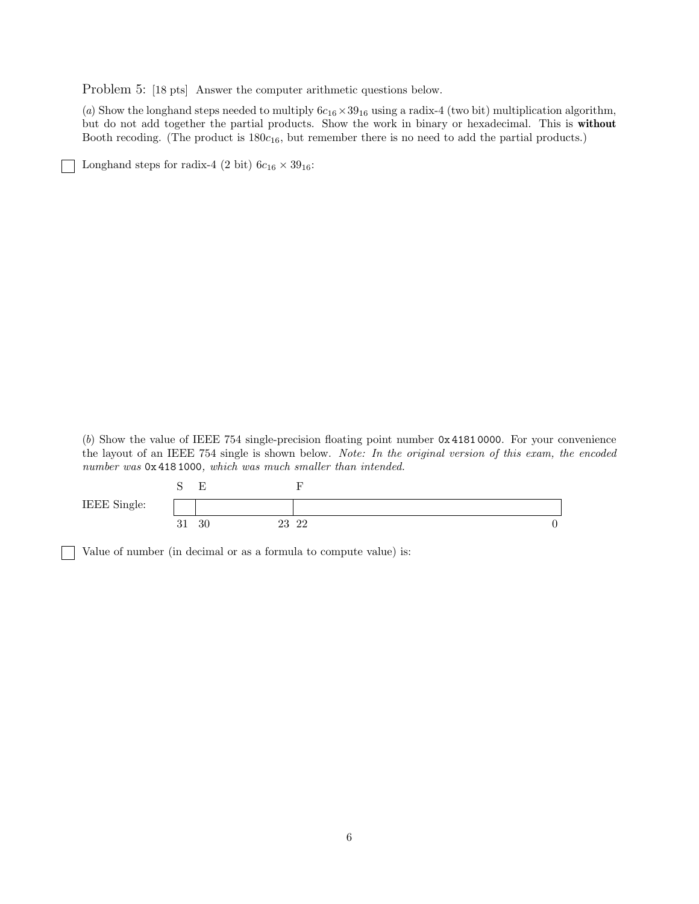Problem 5: [18 pts] Answer the computer arithmetic questions below.

(*a*) Show the longhand steps needed to multiply $6c_{16} \times 39_{16}$ using a radix-4 (two bit) multiplication algorithm, but do not add together the partial products. Show the work in binary or hexadecimal. This is **without** Booth recoding. (The product is $180c_{16}$, but remember there is no need to add the partial products.)

☐ Longhand steps for radix-4 (2 bit) $6c_{16} \times 39_{16}$:

(*b*) Show the value of IEEE 754 single-precision floating point number `0x 4181 0000`. For your convenience the layout of an IEEE 754 single is shown below. *Note: In the original version of this exam, the encoded number was* `0x 418 1000`*, which was much smaller than intended.*

| | S | E | F |
|---|---|---|---|
| IEEE Single: | | | |
| | 31 | 30 … 23 | 22 … 0 |

☐ Value of number (in decimal or as a formula to compute value) is: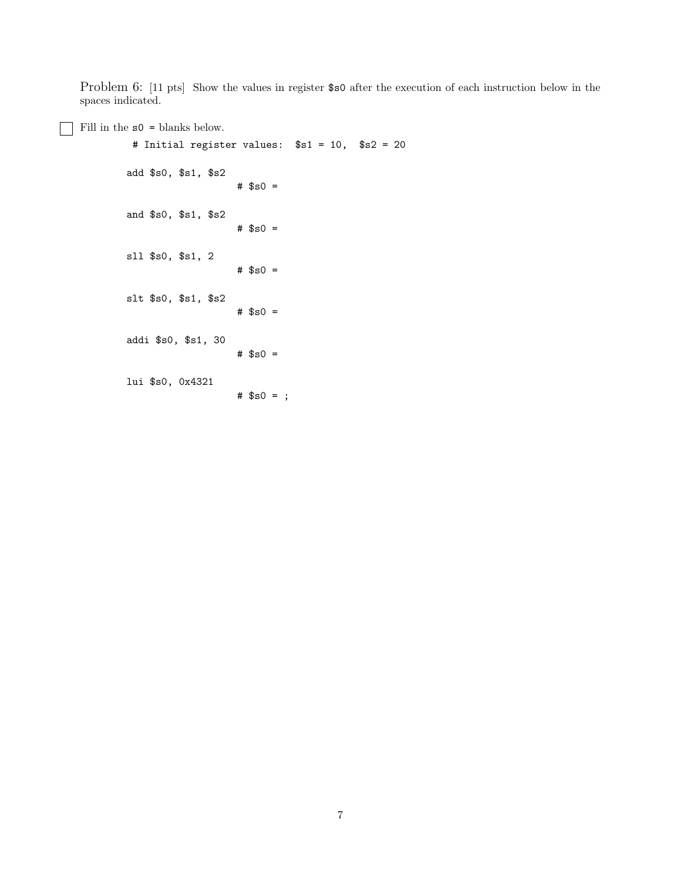Problem 6: [11 pts] Show the values in register `$s0` after the execution of each instruction below in the spaces indicated.

☐ Fill in the `s0 =` blanks below.

```
 # Initial register values:  $s1 = 10,  $s2 = 20

add $s0, $s1, $s2
                    # $s0 =

and $s0, $s1, $s2
                    # $s0 =

sll $s0, $s1, 2
                    # $s0 =

slt $s0, $s1, $s2
                    # $s0 =

addi $s0, $s1, 30
                    # $s0 =

lui $s0, 0x4321
                    # $s0 = ;
```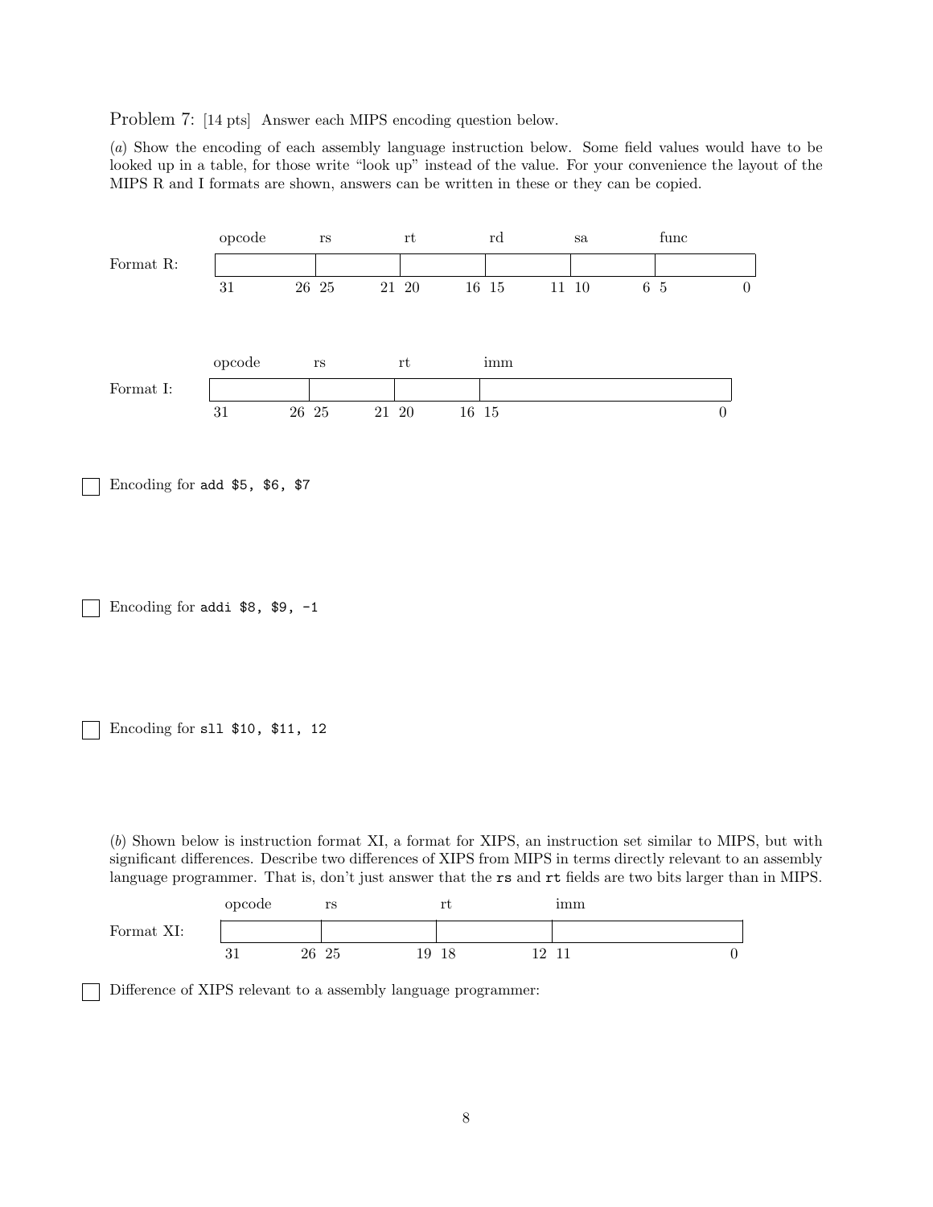Problem 7: [14 pts] Answer each MIPS encoding question below.

(*a*) Show the encoding of each assembly language instruction below. Some field values would have to be looked up in a table, for those write "look up" instead of the value. For your convenience the layout of the MIPS R and I formats are shown, answers can be written in these or they can be copied.

Format R:

| opcode | rs | rt | rd | sa | func |
|---|---|---|---|---|---|
| | | | | | |
| 31 26 | 25 21 | 20 16 | 15 11 | 10 6 | 5 0 |

Format I:

| opcode | rs | rt | imm |
|---|---|---|---|
| | | | |
| 31 26 | 25 21 | 20 16 | 15 0 |

☐ Encoding for `add $5, $6, $7`

☐ Encoding for `addi $8, $9, -1`

☐ Encoding for `sll $10, $11, 12`

(*b*) Shown below is instruction format XI, a format for XIPS, an instruction set similar to MIPS, but with significant differences. Describe two differences of XIPS from MIPS in terms directly relevant to an assembly language programmer. That is, don't just answer that the `rs` and `rt` fields are two bits larger than in MIPS.

Format XI:

| opcode | rs | rt | imm |
|---|---|---|---|
| | | | |
| 31 26 | 25 19 | 18 12 | 11 0 |

☐ Difference of XIPS relevant to a assembly language programmer: